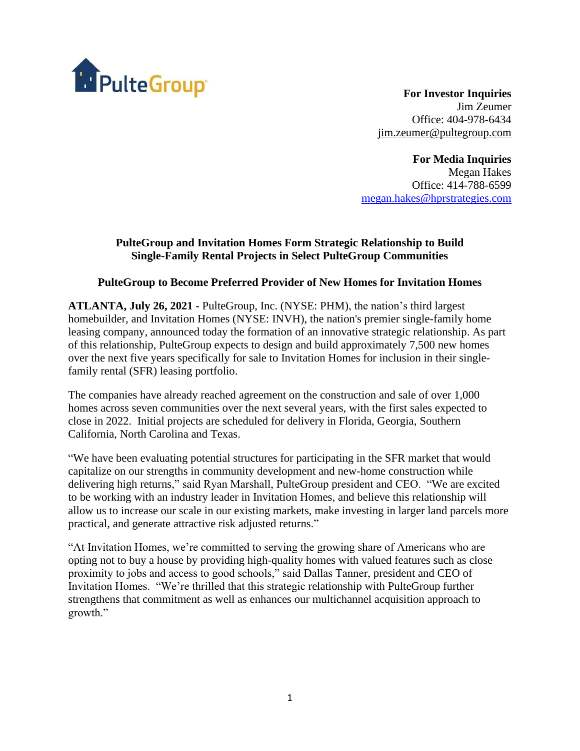PulteGroup

**For Investor Inquiries**
Jim Zeumer
Office: 404-978-6434
jim.zeumer@pultegroup.com

**For Media Inquiries**
Megan Hakes
Office: 414-788-6599
megan.hakes@hprstrategies.com

## PulteGroup and Invitation Homes Form Strategic Relationship to Build Single-Family Rental Projects in Select PulteGroup Communities

### PulteGroup to Become Preferred Provider of New Homes for Invitation Homes

**ATLANTA, July 26, 2021** - PulteGroup, Inc. (NYSE: PHM), the nation's third largest homebuilder, and Invitation Homes (NYSE: INVH), the nation's premier single-family home leasing company, announced today the formation of an innovative strategic relationship. As part of this relationship, PulteGroup expects to design and build approximately 7,500 new homes over the next five years specifically for sale to Invitation Homes for inclusion in their single-family rental (SFR) leasing portfolio.

The companies have already reached agreement on the construction and sale of over 1,000 homes across seven communities over the next several years, with the first sales expected to close in 2022. Initial projects are scheduled for delivery in Florida, Georgia, Southern California, North Carolina and Texas.

"We have been evaluating potential structures for participating in the SFR market that would capitalize on our strengths in community development and new-home construction while delivering high returns," said Ryan Marshall, PulteGroup president and CEO. "We are excited to be working with an industry leader in Invitation Homes, and believe this relationship will allow us to increase our scale in our existing markets, make investing in larger land parcels more practical, and generate attractive risk adjusted returns."

"At Invitation Homes, we're committed to serving the growing share of Americans who are opting not to buy a house by providing high-quality homes with valued features such as close proximity to jobs and access to good schools," said Dallas Tanner, president and CEO of Invitation Homes. "We're thrilled that this strategic relationship with PulteGroup further strengthens that commitment as well as enhances our multichannel acquisition approach to growth."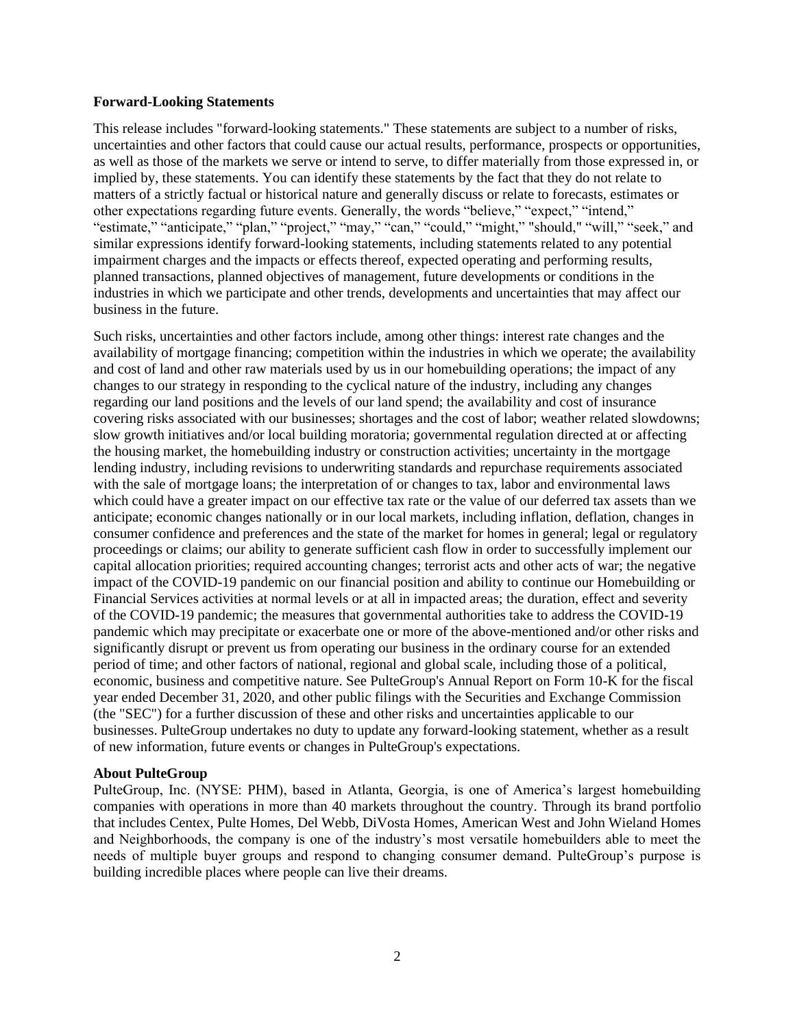**Forward-Looking Statements**

This release includes "forward-looking statements." These statements are subject to a number of risks, uncertainties and other factors that could cause our actual results, performance, prospects or opportunities, as well as those of the markets we serve or intend to serve, to differ materially from those expressed in, or implied by, these statements. You can identify these statements by the fact that they do not relate to matters of a strictly factual or historical nature and generally discuss or relate to forecasts, estimates or other expectations regarding future events. Generally, the words "believe," "expect," "intend," "estimate," "anticipate," "plan," "project," "may," "can," "could," "might," "should," "will," "seek," and similar expressions identify forward-looking statements, including statements related to any potential impairment charges and the impacts or effects thereof, expected operating and performing results, planned transactions, planned objectives of management, future developments or conditions in the industries in which we participate and other trends, developments and uncertainties that may affect our business in the future.

Such risks, uncertainties and other factors include, among other things: interest rate changes and the availability of mortgage financing; competition within the industries in which we operate; the availability and cost of land and other raw materials used by us in our homebuilding operations; the impact of any changes to our strategy in responding to the cyclical nature of the industry, including any changes regarding our land positions and the levels of our land spend; the availability and cost of insurance covering risks associated with our businesses; shortages and the cost of labor; weather related slowdowns; slow growth initiatives and/or local building moratoria; governmental regulation directed at or affecting the housing market, the homebuilding industry or construction activities; uncertainty in the mortgage lending industry, including revisions to underwriting standards and repurchase requirements associated with the sale of mortgage loans; the interpretation of or changes to tax, labor and environmental laws which could have a greater impact on our effective tax rate or the value of our deferred tax assets than we anticipate; economic changes nationally or in our local markets, including inflation, deflation, changes in consumer confidence and preferences and the state of the market for homes in general; legal or regulatory proceedings or claims; our ability to generate sufficient cash flow in order to successfully implement our capital allocation priorities; required accounting changes; terrorist acts and other acts of war; the negative impact of the COVID-19 pandemic on our financial position and ability to continue our Homebuilding or Financial Services activities at normal levels or at all in impacted areas; the duration, effect and severity of the COVID-19 pandemic; the measures that governmental authorities take to address the COVID-19 pandemic which may precipitate or exacerbate one or more of the above-mentioned and/or other risks and significantly disrupt or prevent us from operating our business in the ordinary course for an extended period of time; and other factors of national, regional and global scale, including those of a political, economic, business and competitive nature. See PulteGroup's Annual Report on Form 10-K for the fiscal year ended December 31, 2020, and other public filings with the Securities and Exchange Commission (the "SEC") for a further discussion of these and other risks and uncertainties applicable to our businesses. PulteGroup undertakes no duty to update any forward-looking statement, whether as a result of new information, future events or changes in PulteGroup's expectations.

**About PulteGroup**

PulteGroup, Inc. (NYSE: PHM), based in Atlanta, Georgia, is one of America's largest homebuilding companies with operations in more than 40 markets throughout the country. Through its brand portfolio that includes Centex, Pulte Homes, Del Webb, DiVosta Homes, American West and John Wieland Homes and Neighborhoods, the company is one of the industry's most versatile homebuilders able to meet the needs of multiple buyer groups and respond to changing consumer demand. PulteGroup's purpose is building incredible places where people can live their dreams.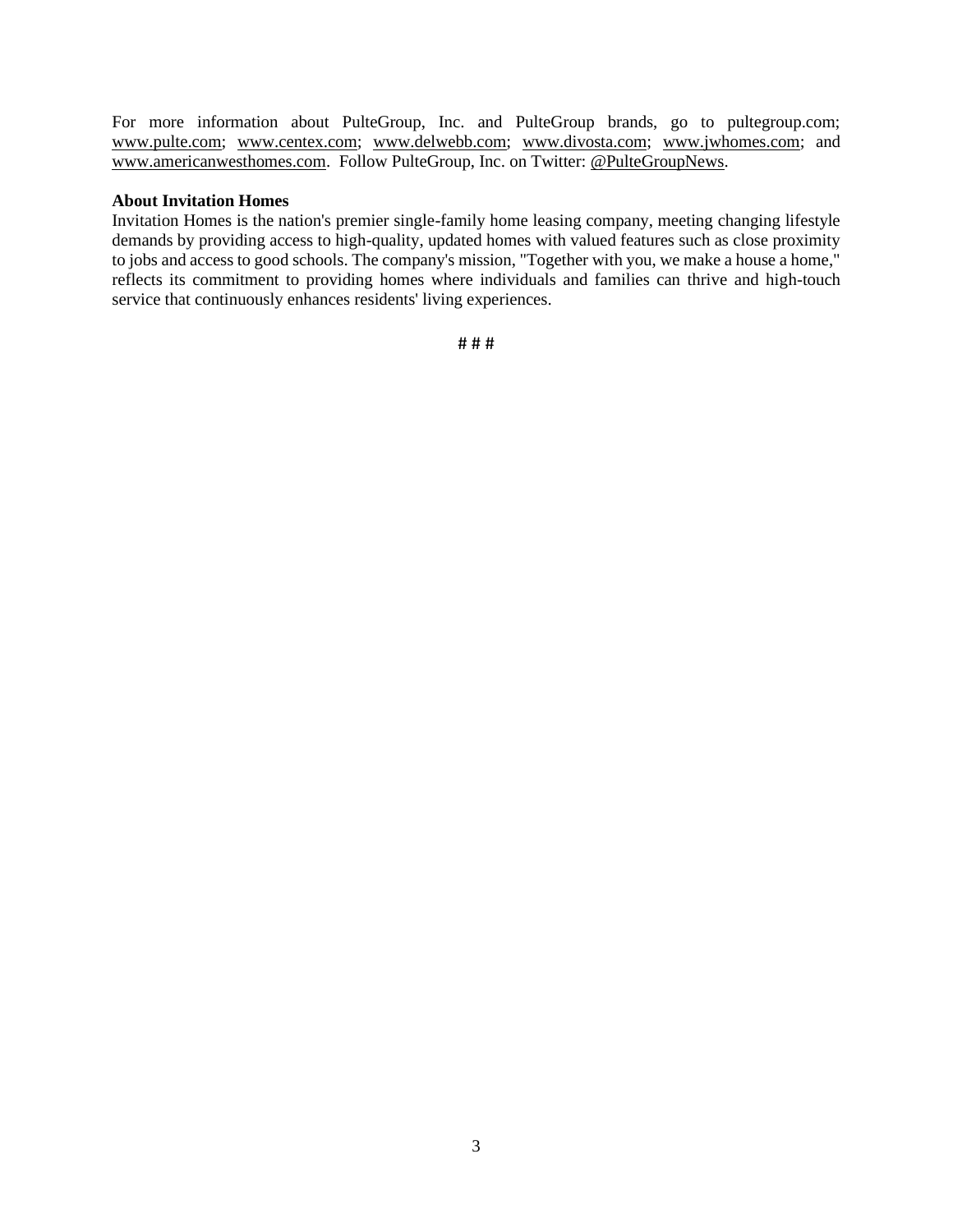For more information about PulteGroup, Inc. and PulteGroup brands, go to pultegroup.com; www.pulte.com; www.centex.com; www.delwebb.com; www.divosta.com; www.jwhomes.com; and www.americanwesthomes.com. Follow PulteGroup, Inc. on Twitter: @PulteGroupNews.

**About Invitation Homes**

Invitation Homes is the nation's premier single-family home leasing company, meeting changing lifestyle demands by providing access to high-quality, updated homes with valued features such as close proximity to jobs and access to good schools. The company's mission, "Together with you, we make a house a home," reflects its commitment to providing homes where individuals and families can thrive and high-touch service that continuously enhances residents' living experiences.

# # #